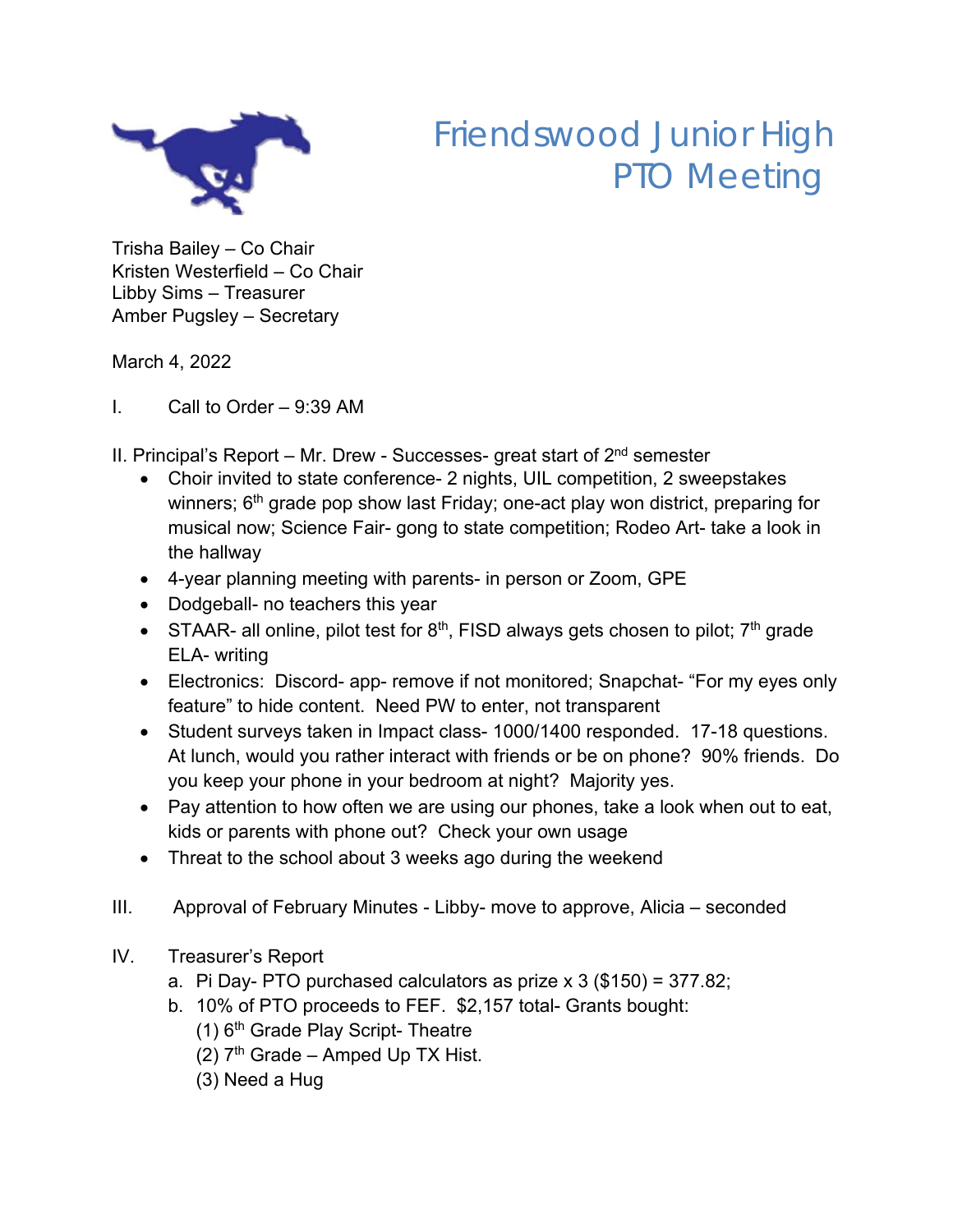# Friendswood Junior High PTO Meeting

Trisha Bailey – Co Chair
Kristen Westerfield – Co Chair
Libby Sims – Treasurer
Amber Pugsley – Secretary

March 4, 2022

I. Call to Order – 9:39 AM

II. Principal's Report – Mr. Drew - Successes- great start of 2nd semester

- Choir invited to state conference- 2 nights, UIL competition, 2 sweepstakes winners; 6th grade pop show last Friday; one-act play won district, preparing for musical now; Science Fair- gong to state competition; Rodeo Art- take a look in the hallway
- 4-year planning meeting with parents- in person or Zoom, GPE
- Dodgeball- no teachers this year
- STAAR- all online, pilot test for 8th, FISD always gets chosen to pilot; 7th grade ELA- writing
- Electronics: Discord- app- remove if not monitored; Snapchat- "For my eyes only feature" to hide content. Need PW to enter, not transparent
- Student surveys taken in Impact class- 1000/1400 responded. 17-18 questions. At lunch, would you rather interact with friends or be on phone? 90% friends. Do you keep your phone in your bedroom at night? Majority yes.
- Pay attention to how often we are using our phones, take a look when out to eat, kids or parents with phone out? Check your own usage
- Threat to the school about 3 weeks ago during the weekend

III. Approval of February Minutes - Libby- move to approve, Alicia – seconded

IV. Treasurer's Report
   a. Pi Day- PTO purchased calculators as prize x 3 ($150) = 377.82;
   b. 10% of PTO proceeds to FEF. $2,157 total- Grants bought:
      (1) 6th Grade Play Script- Theatre
      (2) 7th Grade – Amped Up TX Hist.
      (3) Need a Hug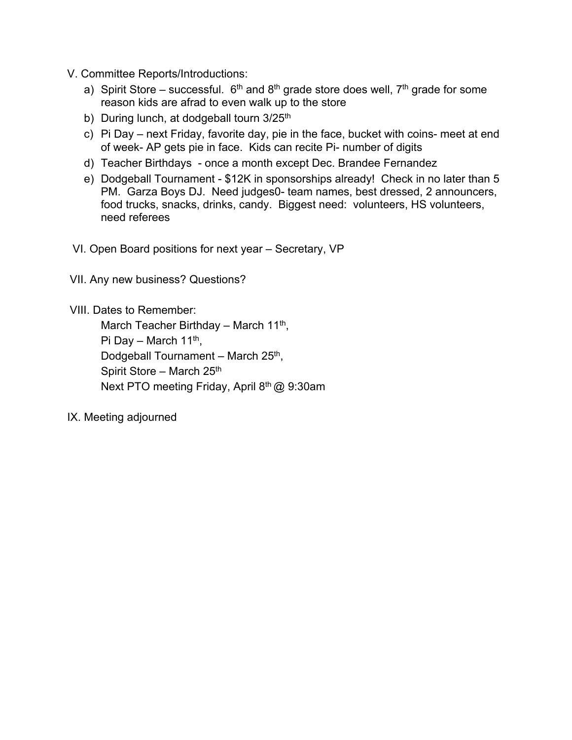V. Committee Reports/Introductions:

a) Spirit Store – successful. 6th and 8th grade store does well, 7th grade for some reason kids are afrad to even walk up to the store
b) During lunch, at dodgeball tourn 3/25th
c) Pi Day – next Friday, favorite day, pie in the face, bucket with coins- meet at end of week- AP gets pie in face. Kids can recite Pi- number of digits
d) Teacher Birthdays - once a month except Dec. Brandee Fernandez
e) Dodgeball Tournament - $12K in sponsorships already! Check in no later than 5 PM. Garza Boys DJ. Need judges0- team names, best dressed, 2 announcers, food trucks, snacks, drinks, candy. Biggest need: volunteers, HS volunteers, need referees

VI. Open Board positions for next year – Secretary, VP

VII. Any new business? Questions?

VIII. Dates to Remember:

March Teacher Birthday – March 11th,
Pi Day – March 11th,
Dodgeball Tournament – March 25th,
Spirit Store – March 25th
Next PTO meeting Friday, April 8th @ 9:30am

IX. Meeting adjourned